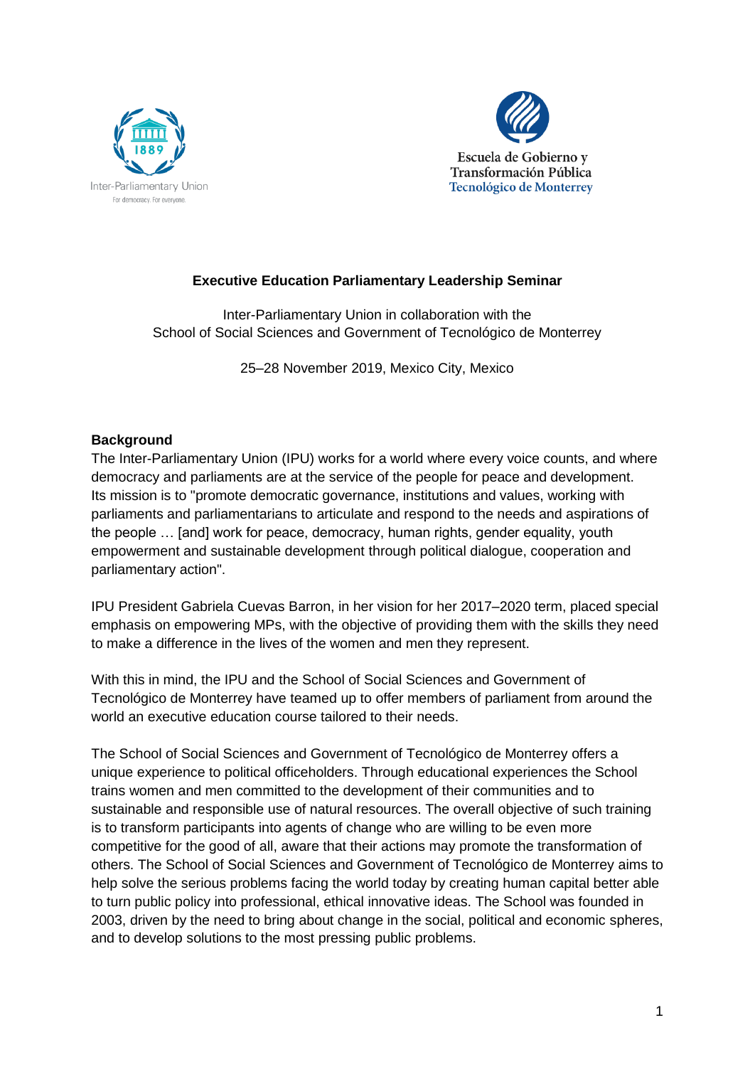Inter-Parliamentary Union
For democracy. For everyone.

Escuela de Gobierno y Transformación Pública
Tecnológico de Monterrey

# Executive Education Parliamentary Leadership Seminar

Inter-Parliamentary Union in collaboration with the
School of Social Sciences and Government of Tecnológico de Monterrey

25–28 November 2019, Mexico City, Mexico

## Background

The Inter-Parliamentary Union (IPU) works for a world where every voice counts, and where democracy and parliaments are at the service of the people for peace and development. Its mission is to "promote democratic governance, institutions and values, working with parliaments and parliamentarians to articulate and respond to the needs and aspirations of the people … [and] work for peace, democracy, human rights, gender equality, youth empowerment and sustainable development through political dialogue, cooperation and parliamentary action".

IPU President Gabriela Cuevas Barron, in her vision for her 2017–2020 term, placed special emphasis on empowering MPs, with the objective of providing them with the skills they need to make a difference in the lives of the women and men they represent.

With this in mind, the IPU and the School of Social Sciences and Government of Tecnológico de Monterrey have teamed up to offer members of parliament from around the world an executive education course tailored to their needs.

The School of Social Sciences and Government of Tecnológico de Monterrey offers a unique experience to political officeholders. Through educational experiences the School trains women and men committed to the development of their communities and to sustainable and responsible use of natural resources. The overall objective of such training is to transform participants into agents of change who are willing to be even more competitive for the good of all, aware that their actions may promote the transformation of others. The School of Social Sciences and Government of Tecnológico de Monterrey aims to help solve the serious problems facing the world today by creating human capital better able to turn public policy into professional, ethical innovative ideas. The School was founded in 2003, driven by the need to bring about change in the social, political and economic spheres, and to develop solutions to the most pressing public problems.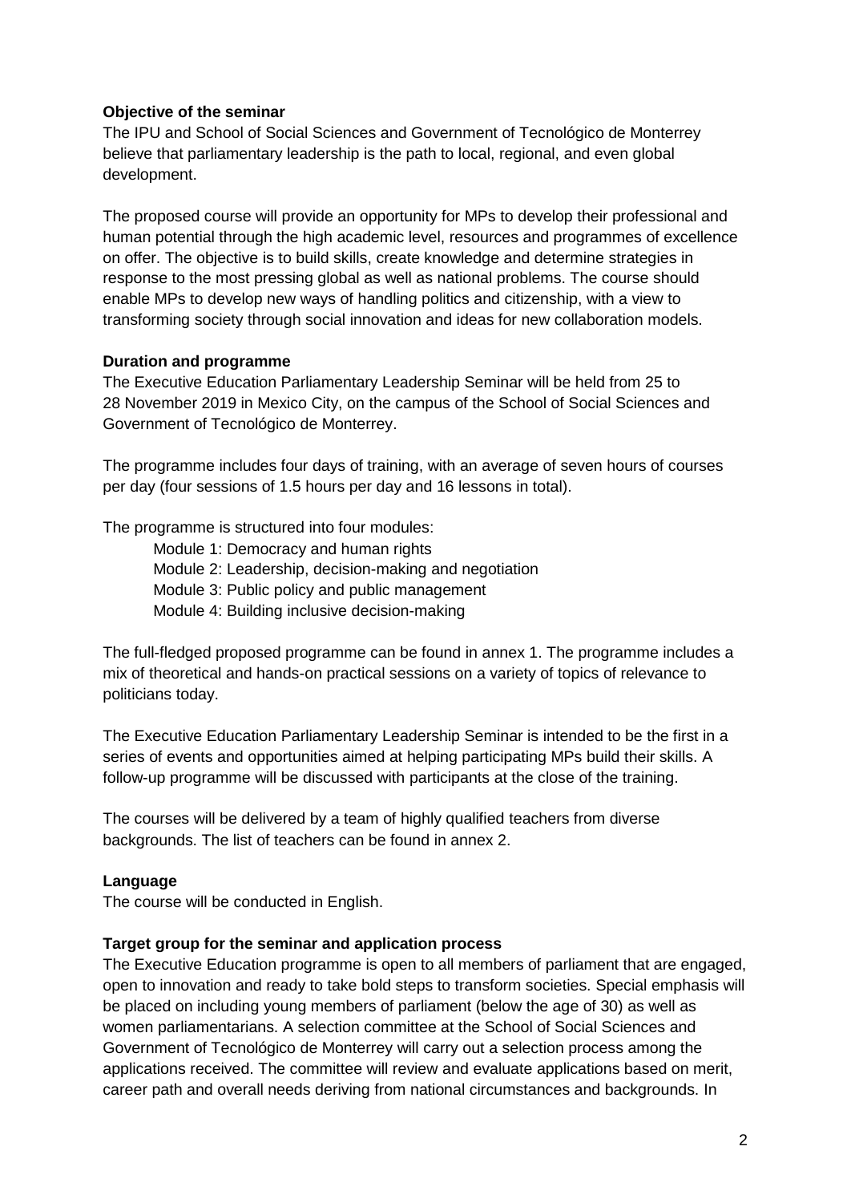**Objective of the seminar**

The IPU and School of Social Sciences and Government of Tecnológico de Monterrey believe that parliamentary leadership is the path to local, regional, and even global development.

The proposed course will provide an opportunity for MPs to develop their professional and human potential through the high academic level, resources and programmes of excellence on offer. The objective is to build skills, create knowledge and determine strategies in response to the most pressing global as well as national problems. The course should enable MPs to develop new ways of handling politics and citizenship, with a view to transforming society through social innovation and ideas for new collaboration models.

**Duration and programme**

The Executive Education Parliamentary Leadership Seminar will be held from 25 to 28 November 2019 in Mexico City, on the campus of the School of Social Sciences and Government of Tecnológico de Monterrey.

The programme includes four days of training, with an average of seven hours of courses per day (four sessions of 1.5 hours per day and 16 lessons in total).

The programme is structured into four modules:

- Module 1: Democracy and human rights
- Module 2: Leadership, decision-making and negotiation
- Module 3: Public policy and public management
- Module 4: Building inclusive decision-making

The full-fledged proposed programme can be found in annex 1. The programme includes a mix of theoretical and hands-on practical sessions on a variety of topics of relevance to politicians today.

The Executive Education Parliamentary Leadership Seminar is intended to be the first in a series of events and opportunities aimed at helping participating MPs build their skills. A follow-up programme will be discussed with participants at the close of the training.

The courses will be delivered by a team of highly qualified teachers from diverse backgrounds. The list of teachers can be found in annex 2.

**Language**

The course will be conducted in English.

**Target group for the seminar and application process**

The Executive Education programme is open to all members of parliament that are engaged, open to innovation and ready to take bold steps to transform societies. Special emphasis will be placed on including young members of parliament (below the age of 30) as well as women parliamentarians. A selection committee at the School of Social Sciences and Government of Tecnológico de Monterrey will carry out a selection process among the applications received. The committee will review and evaluate applications based on merit, career path and overall needs deriving from national circumstances and backgrounds. In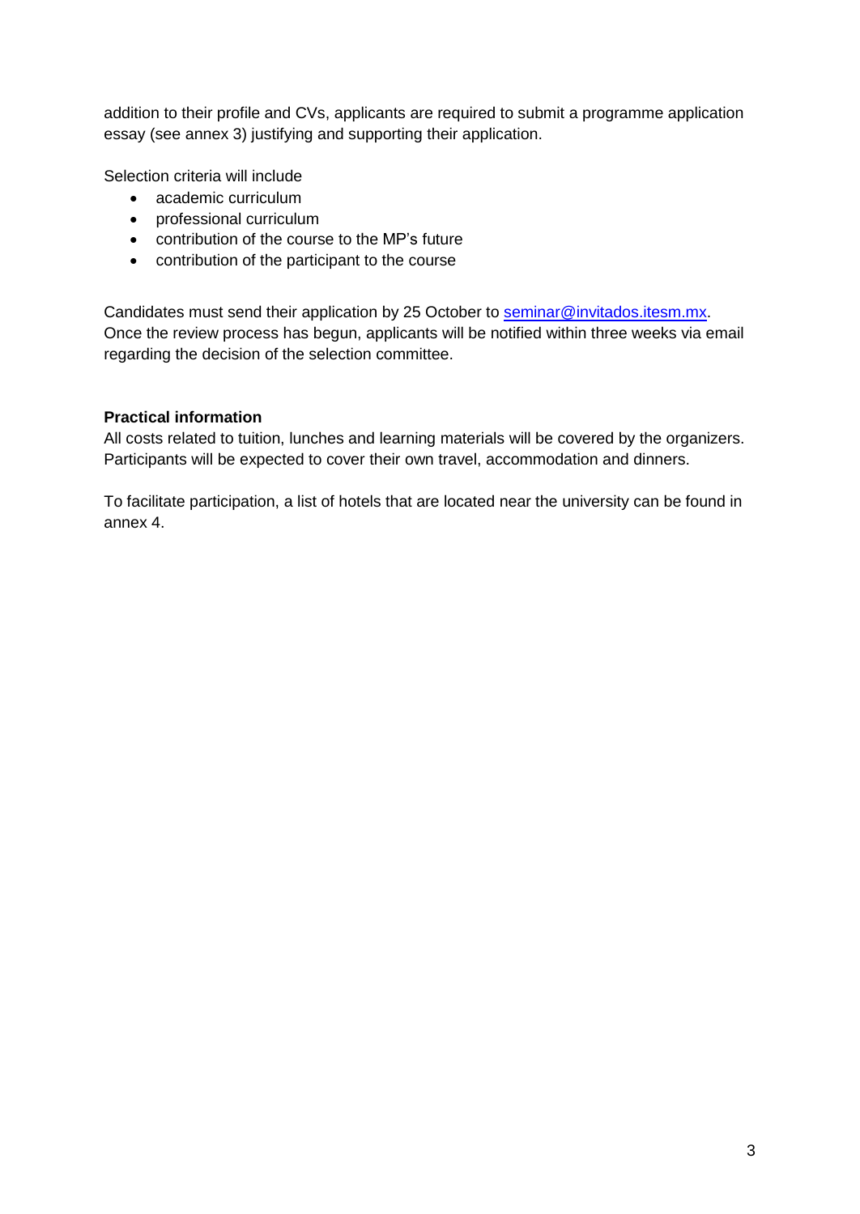addition to their profile and CVs, applicants are required to submit a programme application essay (see annex 3) justifying and supporting their application.

Selection criteria will include

- academic curriculum
- professional curriculum
- contribution of the course to the MP's future
- contribution of the participant to the course

Candidates must send their application by 25 October to [seminar@invitados.itesm.mx](mailto:seminar@invitados.itesm.mx). Once the review process has begun, applicants will be notified within three weeks via email regarding the decision of the selection committee.

**Practical information**

All costs related to tuition, lunches and learning materials will be covered by the organizers. Participants will be expected to cover their own travel, accommodation and dinners.

To facilitate participation, a list of hotels that are located near the university can be found in annex 4.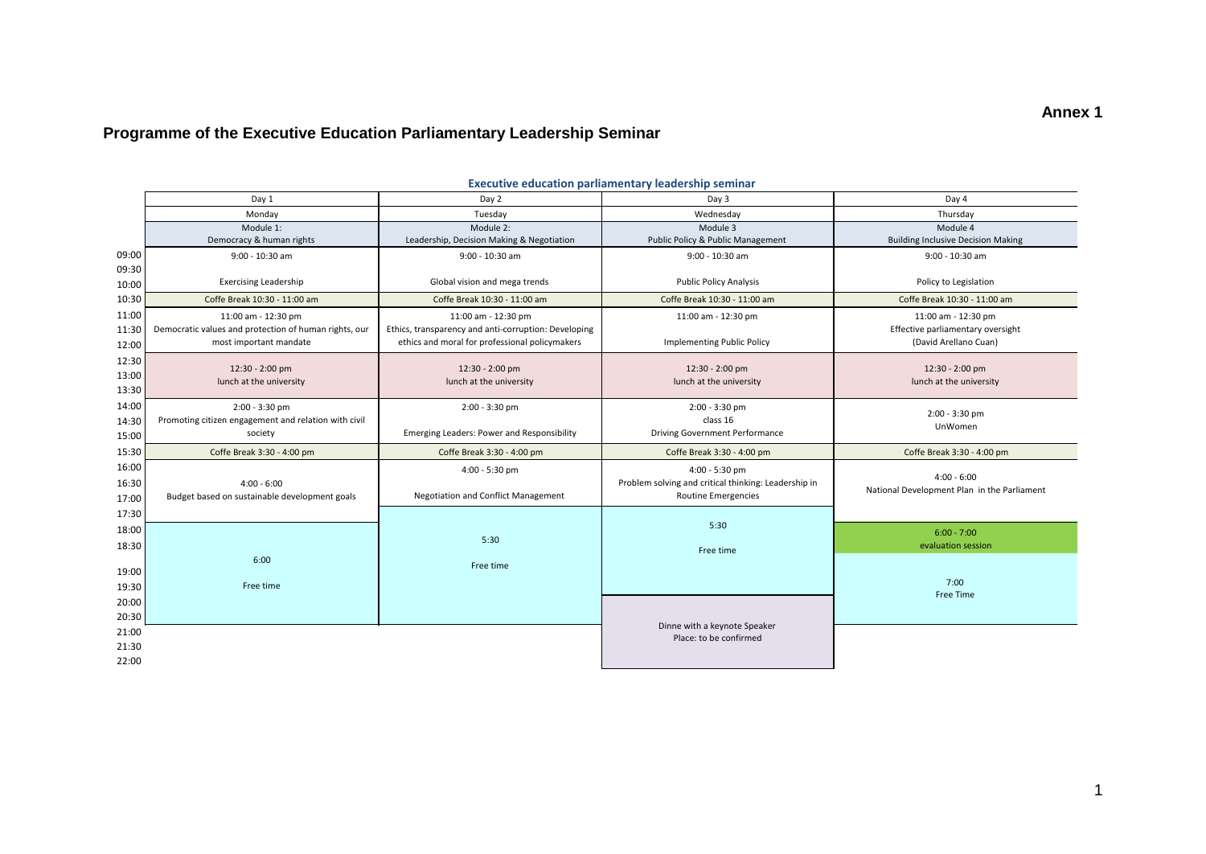**Annex 1**

# Programme of the Executive Education Parliamentary Leadership Seminar

**Executive education parliamentary leadership seminar**

| | Day 1 | Day 2 | Day 3 | Day 4 |
|---|---|---|---|---|
| | Monday | Tuesday | Wednesday | Thursday |
| | Module 1: Democracy & human rights | Module 2: Leadership, Decision Making & Negotiation | Module 3 Public Policy & Public Management | Module 4 Building Inclusive Decision Making |
| 09:00 09:30 10:00 | 9:00 - 10:30 am Exercising Leadership | 9:00 - 10:30 am Global vision and mega trends | 9:00 - 10:30 am Public Policy Analysis | 9:00 - 10:30 am Policy to Legislation |
| 10:30 | Coffe Break 10:30 - 11:00 am | Coffe Break 10:30 - 11:00 am | Coffe Break 10:30 - 11:00 am | Coffe Break 10:30 - 11:00 am |
| 11:00 11:30 12:00 | 11:00 am - 12:30 pm Democratic values and protection of human rights, our most important mandate | 11:00 am - 12:30 pm Ethics, transparency and anti-corruption: Developing ethics and moral for professional policymakers | 11:00 am - 12:30 pm Implementing Public Policy | 11:00 am - 12:30 pm Effective parliamentary oversight (David Arellano Cuan) |
| 12:30 13:00 13:30 | 12:30 - 2:00 pm lunch at the university | 12:30 - 2:00 pm lunch at the university | 12:30 - 2:00 pm lunch at the university | 12:30 - 2:00 pm lunch at the university |
| 14:00 14:30 15:00 | 2:00 - 3:30 pm Promoting citizen engagement and relation with civil society | 2:00 - 3:30 pm Emerging Leaders: Power and Responsibility | 2:00 - 3:30 pm class 16 Driving Government Performance | 2:00 - 3:30 pm UnWomen |
| 15:30 | Coffe Break 3:30 - 4:00 pm | Coffe Break 3:30 - 4:00 pm | Coffe Break 3:30 - 4:00 pm | Coffe Break 3:30 - 4:00 pm |
| 16:00 16:30 17:00 17:30 | 4:00 - 6:00 Budget based on sustainable development goals | 4:00 - 5:30 pm Negotiation and Conflict Management | 4:00 - 5:30 pm Problem solving and critical thinking: Leadership in Routine Emergencies | 4:00 - 6:00 National Development Plan in the Parliament |
| 18:00 18:30 | 6:00 Free time | 5:30 Free time | 5:30 Free time | 6:00 - 7:00 evaluation session |
| 19:00 19:30 20:00 20:30 | | | | 7:00 Free Time |
| 21:00 21:30 22:00 | | | Dinne with a keynote Speaker Place: to be confirmed | |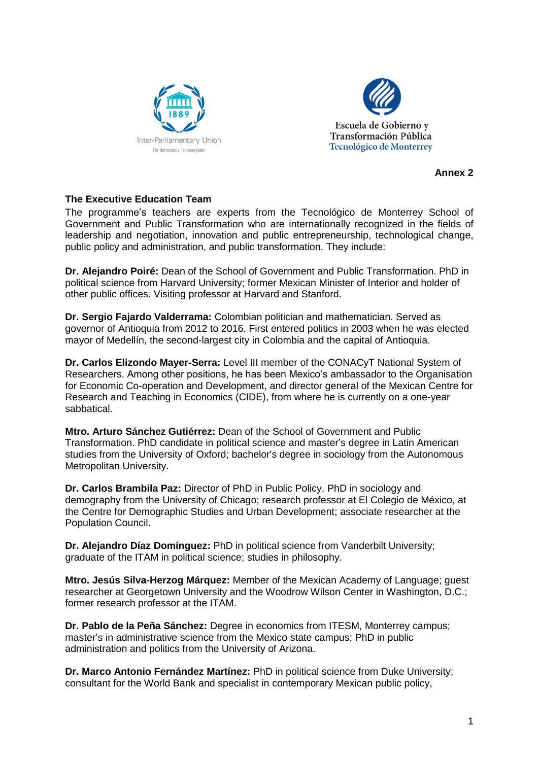**Annex 2**

**The Executive Education Team**

The programme's teachers are experts from the Tecnológico de Monterrey School of Government and Public Transformation who are internationally recognized in the fields of leadership and negotiation, innovation and public entrepreneurship, technological change, public policy and administration, and public transformation. They include:

**Dr. Alejandro Poiré:** Dean of the School of Government and Public Transformation. PhD in political science from Harvard University; former Mexican Minister of Interior and holder of other public offices. Visiting professor at Harvard and Stanford.

**Dr. Sergio Fajardo Valderrama:** Colombian politician and mathematician. Served as governor of Antioquia from 2012 to 2016. First entered politics in 2003 when he was elected mayor of Medellín, the second-largest city in Colombia and the capital of Antioquia.

**Dr. Carlos Elizondo Mayer-Serra:** Level III member of the CONACyT National System of Researchers. Among other positions, he has been Mexico's ambassador to the Organisation for Economic Co-operation and Development, and director general of the Mexican Centre for Research and Teaching in Economics (CIDE), from where he is currently on a one-year sabbatical.

**Mtro. Arturo Sánchez Gutiérrez:** Dean of the School of Government and Public Transformation. PhD candidate in political science and master's degree in Latin American studies from the University of Oxford; bachelor's degree in sociology from the Autonomous Metropolitan University.

**Dr. Carlos Brambila Paz:** Director of PhD in Public Policy. PhD in sociology and demography from the University of Chicago; research professor at El Colegio de México, at the Centre for Demographic Studies and Urban Development; associate researcher at the Population Council.

**Dr. Alejandro Díaz Domínguez:** PhD in political science from Vanderbilt University; graduate of the ITAM in political science; studies in philosophy.

**Mtro. Jesús Silva-Herzog Márquez:** Member of the Mexican Academy of Language; guest researcher at Georgetown University and the Woodrow Wilson Center in Washington, D.C.; former research professor at the ITAM.

**Dr. Pablo de la Peña Sánchez:** Degree in economics from ITESM, Monterrey campus; master's in administrative science from the Mexico state campus; PhD in public administration and politics from the University of Arizona.

**Dr. Marco Antonio Fernández Martínez:** PhD in political science from Duke University; consultant for the World Bank and specialist in contemporary Mexican public policy,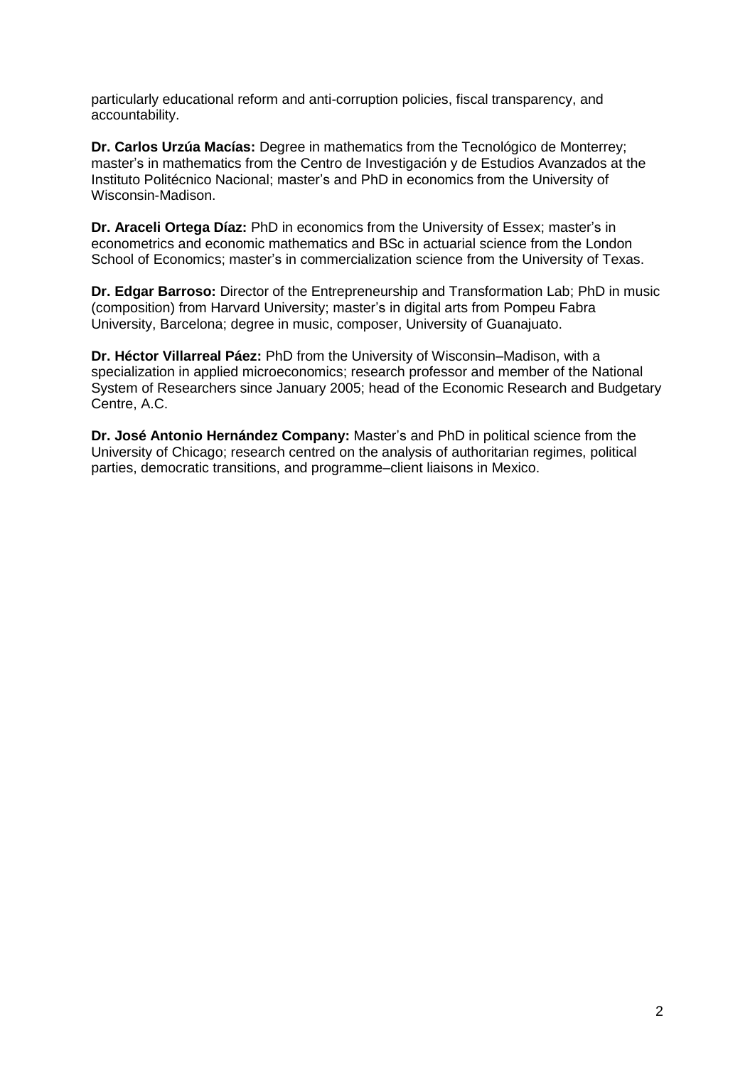particularly educational reform and anti-corruption policies, fiscal transparency, and accountability.

**Dr. Carlos Urzúa Macías:** Degree in mathematics from the Tecnológico de Monterrey; master's in mathematics from the Centro de Investigación y de Estudios Avanzados at the Instituto Politécnico Nacional; master's and PhD in economics from the University of Wisconsin-Madison.

**Dr. Araceli Ortega Díaz:** PhD in economics from the University of Essex; master's in econometrics and economic mathematics and BSc in actuarial science from the London School of Economics; master's in commercialization science from the University of Texas.

**Dr. Edgar Barroso:** Director of the Entrepreneurship and Transformation Lab; PhD in music (composition) from Harvard University; master's in digital arts from Pompeu Fabra University, Barcelona; degree in music, composer, University of Guanajuato.

**Dr. Héctor Villarreal Páez:** PhD from the University of Wisconsin–Madison, with a specialization in applied microeconomics; research professor and member of the National System of Researchers since January 2005; head of the Economic Research and Budgetary Centre, A.C.

**Dr. José Antonio Hernández Company:** Master's and PhD in political science from the University of Chicago; research centred on the analysis of authoritarian regimes, political parties, democratic transitions, and programme–client liaisons in Mexico.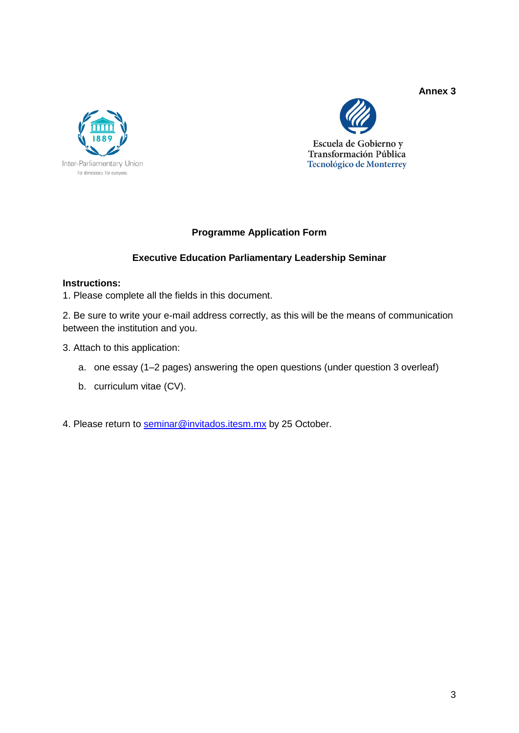**Annex 3**

Inter-Parliamentary Union
For democracy. For everyone.

Escuela de Gobierno y Transformación Pública
Tecnológico de Monterrey

## Programme Application Form

## Executive Education Parliamentary Leadership Seminar

**Instructions:**

1. Please complete all the fields in this document.

2. Be sure to write your e-mail address correctly, as this will be the means of communication between the institution and you.

3. Attach to this application:

   a. one essay (1–2 pages) answering the open questions (under question 3 overleaf)

   b. curriculum vitae (CV).

4. Please return to seminar@invitados.itesm.mx by 25 October.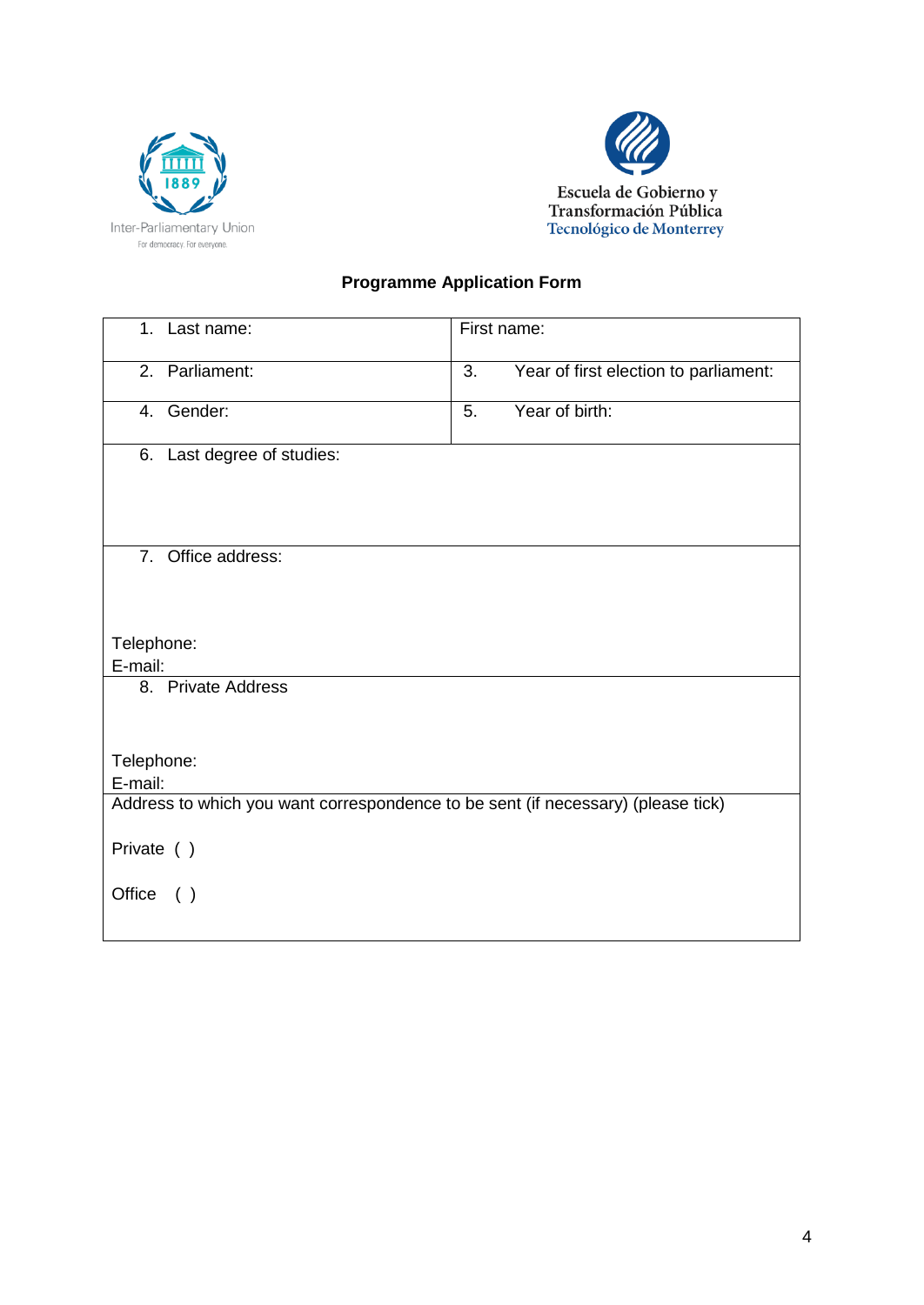Inter-Parliamentary Union
For democracy. For everyone.

Escuela de Gobierno y Transformación Pública
Tecnológico de Monterrey

## Programme Application Form

| | |
|---|---|
| 1. Last name: | First name: |
| 2. Parliament: | 3. Year of first election to parliament: |
| 4. Gender: | 5. Year of birth: |
| 6. Last degree of studies: | |
| 7. Office address:<br><br>Telephone:<br>E-mail: | |
| 8. Private Address<br><br>Telephone:<br>E-mail: | |
| Address to which you want correspondence to be sent (if necessary) (please tick)<br><br>Private ( )<br><br>Office ( ) | |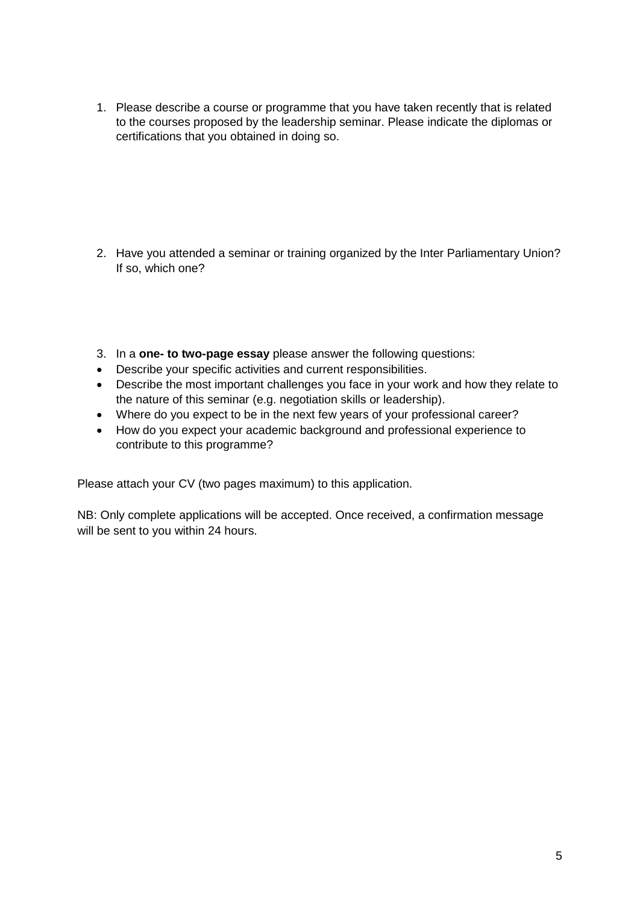1. Please describe a course or programme that you have taken recently that is related to the courses proposed by the leadership seminar. Please indicate the diplomas or certifications that you obtained in doing so.

2. Have you attended a seminar or training organized by the Inter Parliamentary Union? If so, which one?

3. In a **one- to two-page essay** please answer the following questions:

- Describe your specific activities and current responsibilities.
- Describe the most important challenges you face in your work and how they relate to the nature of this seminar (e.g. negotiation skills or leadership).
- Where do you expect to be in the next few years of your professional career?
- How do you expect your academic background and professional experience to contribute to this programme?

Please attach your CV (two pages maximum) to this application.

NB: Only complete applications will be accepted. Once received, a confirmation message will be sent to you within 24 hours.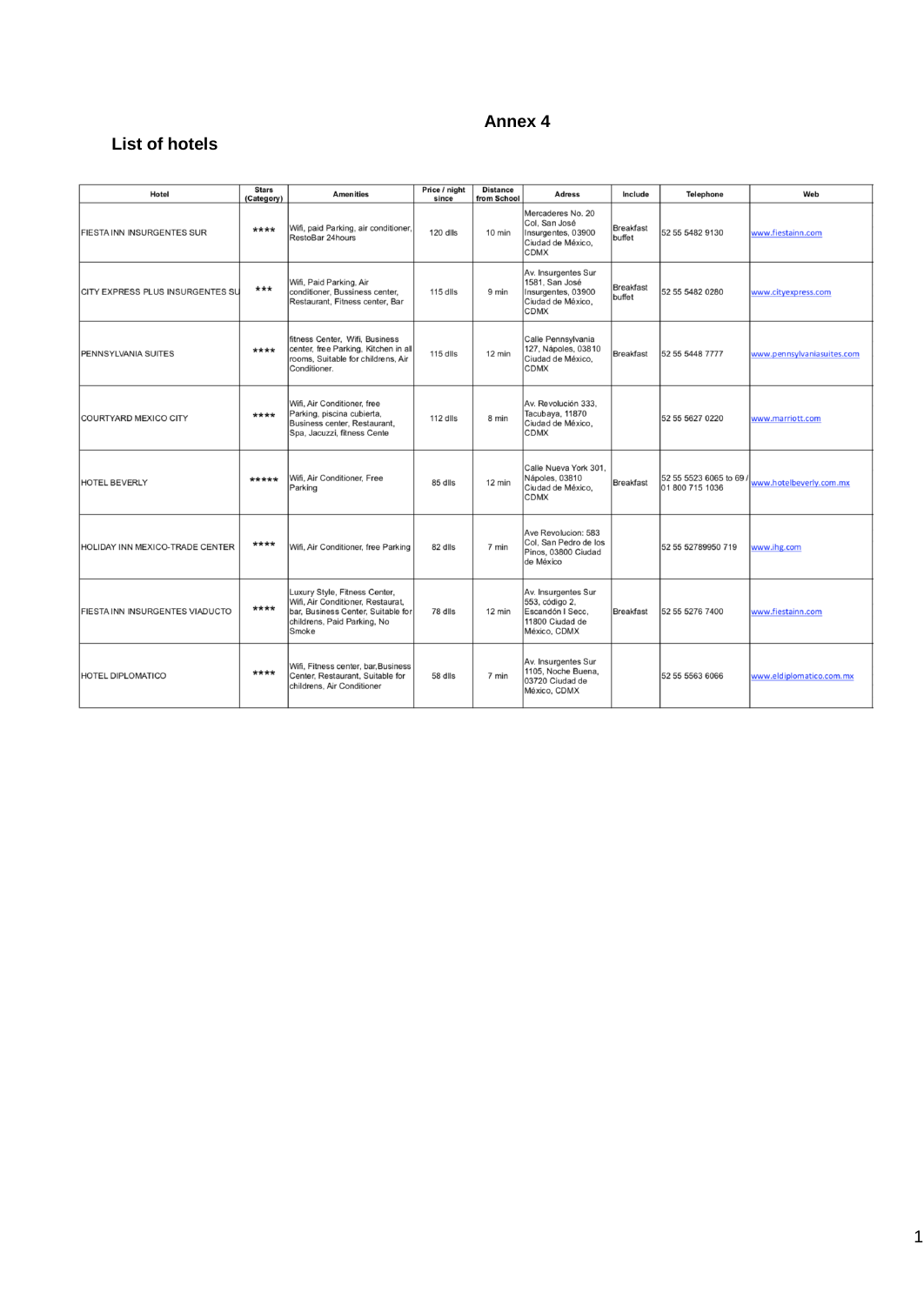## Annex 4

### List of hotels

| Hotel | Stars (Category) | Amenities | Price / night since | Distance from School | Adress | Include | Telephone | Web |
|---|---|---|---|---|---|---|---|---|
| FIESTA INN INSURGENTES SUR | **** | Wifi, paid Parking, air conditioner, RestoBar 24hours | 120 dlls | 10 min | Mercaderes No. 20 Col, San José Insurgentes, 03900 Ciudad de México, CDMX | Breakfast buffet | 52 55 5482 9130 | www.fiestainn.com |
| CITY EXPRESS PLUS INSURGENTES SU | *** | Wifi, Paid Parking, Air conditioner, Bussiness center, Restaurant, Fitness center, Bar | 115 dlls | 9 min | Av. Insurgentes Sur 1581, San José Insurgentes, 03900 Ciudad de México, CDMX | Breakfast buffet | 52 55 5482 0280 | www.cityexpress.com |
| PENNSYLVANIA SUITES | **** | fitness Center, Wifi, Business center, free Parking, Kitchen in all rooms, Suitable for childrens, Air Conditioner. | 115 dlls | 12 min | Calle Pennsylvania 127, Nápoles, 03810 Ciudad de México, CDMX | Breakfast | 52 55 5448 7777 | www.pennsylvaniasuites.com |
| COURTYARD MEXICO CITY | **** | Wifi, Air Conditioner, free Parking, piscina cubierta, Business center, Restaurant, Spa, Jacuzzi, fitness Cente | 112 dlls | 8 min | Av. Revolución 333, Tacubaya, 11870 Ciudad de México, CDMX | | 52 55 5627 0220 | www.marriott.com |
| HOTEL BEVERLY | ***** | Wifi, Air Conditioner, Free Parking | 85 dlls | 12 min | Calle Nueva York 301, Nápoles, 03810 Ciudad de México, CDMX | Breakfast | 52 55 5523 6065 to 69 / 01 800 715 1036 | www.hotelbeverly.com.mx |
| HOLIDAY INN MEXICO-TRADE CENTER | **** | Wifi, Air Conditioner, free Parking | 82 dlls | 7 min | Ave Revolucion: 583 Col, San Pedro de los Pinos, 03800 Ciudad de México | | 52 55 52789950 719 | www.ihg.com |
| FIESTA INN INSURGENTES VIADUCTO | **** | Luxury Style, Fitness Center, Wifi, Air Conditioner, Restaurant, bar, Business Center, Suitable for childrens, Paid Parking, No Smoke | 78 dlls | 12 min | Av. Insurgentes Sur 553, código 2, Escandón I Secc, 11800 Ciudad de México, CDMX | Breakfast | 52 55 5276 7400 | www.fiestainn.com |
| HOTEL DIPLOMATICO | **** | Wifi, Fitness center, bar,Business Center, Restaurant, Suitable for childrens, Air Conditioner | 58 dlls | 7 min | Av. Insurgentes Sur 1105, Noche Buena, 03720 Ciudad de México, CDMX | | 52 55 5563 6066 | www.eldiplomatico.com.mx |